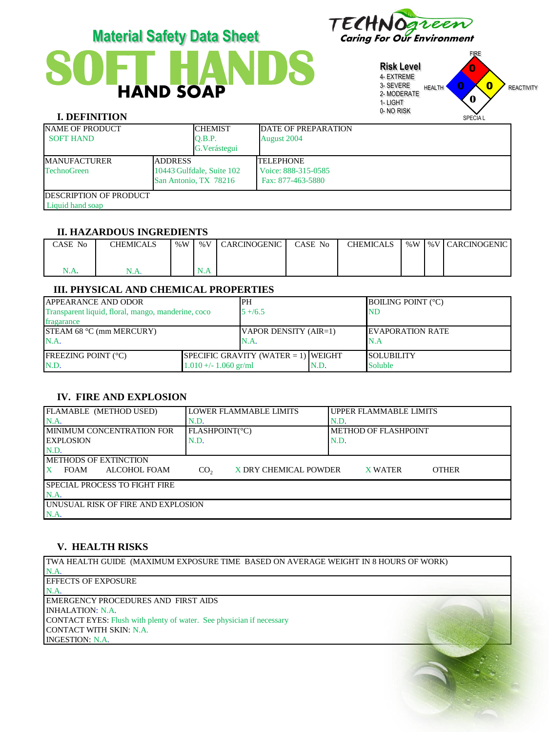# Material Safety Data Sheet

# SOFT HANDS

## HAND SOAP

TECHNOgreen
Caring For Our Environment

**Risk Level**
4- EXTREME
3- SEVERE
2- MODERATE
1- LIGHT
0- NO RISK

FIRE: 0
HEALTH: 0
REACTIVITY: 0
SPECIAL: 0

### I. DEFINITION

| NAME OF PRODUCT | CHEMIST | DATE OF PREPARATION |
|---|---|---|
| SOFT HAND | Q.B.P. G.Verástegui | August 2004 |

| MANUFACTURER | ADDRESS | TELEPHONE |
|---|---|---|
| TechnoGreen | 10443 Gulfdale, Suite 102 San Antonio, TX 78216 | Voice: 888-315-0585 Fax: 877-463-5880 |

| DESCRIPTION OF PRODUCT |
|---|
| Liquid hand soap |

### II. HAZARDOUS INGREDIENTS

| CASE No | CHEMICALS | %W | %V | CARCINOGENIC | CASE No | CHEMICALS | %W | %V | CARCINOGENIC |
|---|---|---|---|---|---|---|---|---|---|
| N.A. | N.A. | | N.A | | | | | | |

### III. PHYSICAL AND CHEMICAL PROPERTIES

| APPEARANCE AND ODOR | | PH | BOILING POINT (°C) |
|---|---|---|---|
| Transparent liquid, floral, mango, manderine, coco fragarance | | 5 +/6.5 | ND |
| STEAM 68 °C (mm MERCURY) N.A. | | VAPOR DENSITY (AIR=1) N.A. | EVAPORATION RATE N.A |
| FREEZING POINT (°C) N.D. | SPECIFIC GRAVITY (WATER = 1) 1.010 +/- 1.060 gr/ml | WEIGHT N.D. | SOLUBILITY Soluble |

### IV. FIRE AND EXPLOSION

| FLAMABLE (METHOD USED) | LOWER FLAMMABLE LIMITS | UPPER FLAMMABLE LIMITS |
|---|---|---|
| N.A. | N.D. | N.D. |
| MINIMUM CONCENTRATION FOR EXPLOSION N.D. | FLASHPOINT(°C) N.D. | METHOD OF FLASHPOINT N.D. |

METHODS OF EXTINCTION
X FOAM    ALCOHOL FOAM    $CO_2$    X DRY CHEMICAL POWDER    X WATER    OTHER

SPECIAL PROCESS TO FIGHT FIRE
N.A.

UNUSUAL RISK OF FIRE AND EXPLOSION
N.A.

### V. HEALTH RISKS

TWA HEALTH GUIDE (MAXIMUM EXPOSURE TIME BASED ON AVERAGE WEIGHT IN 8 HOURS OF WORK)
N.A.

EFFECTS OF EXPOSURE
N.A.

EMERGENCY PROCEDURES AND FIRST AIDS
INHALATION: N.A.
CONTACT EYES: Flush with plenty of water. See physician if necessary
CONTACT WITH SKIN: N.A.
INGESTION: N.A.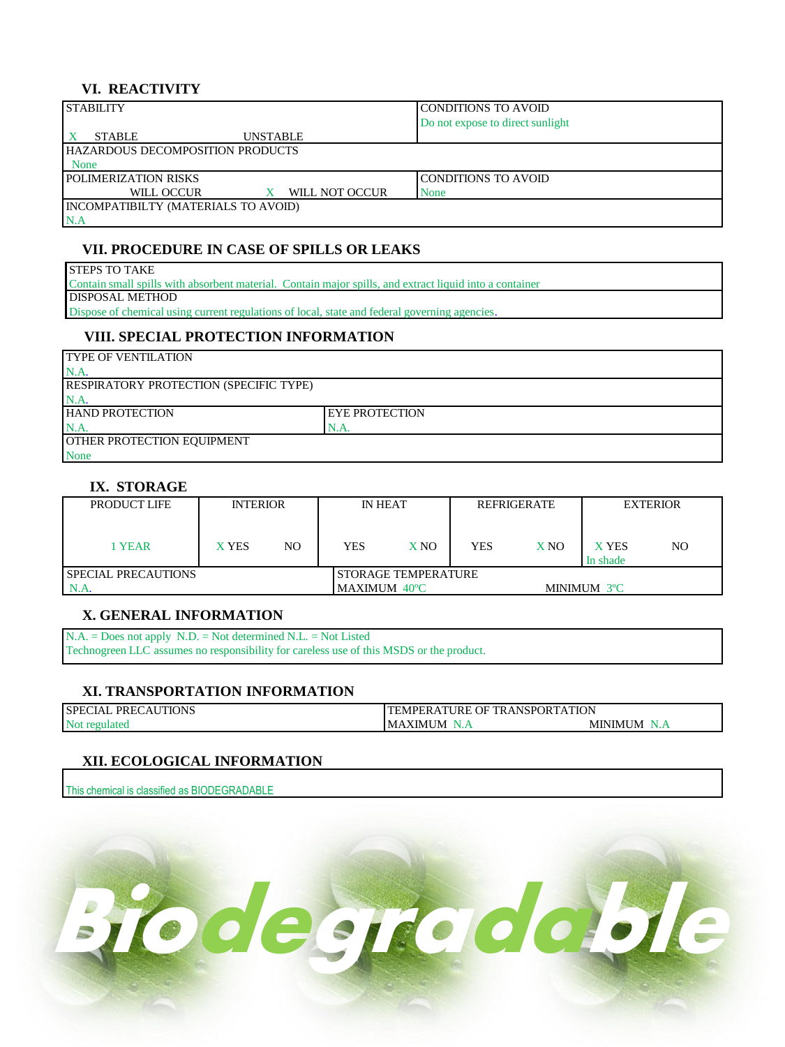## VI. REACTIVITY

| | |
|---|---|
| STABILITY<br>X STABLE UNSTABLE | CONDITIONS TO AVOID<br>Do not expose to direct sunlight |
| HAZARDOUS DECOMPOSITION PRODUCTS<br>None | |
| POLIMERIZATION RISKS<br>WILL OCCUR X WILL NOT OCCUR | CONDITIONS TO AVOID<br>None |
| INCOMPATIBILTY (MATERIALS TO AVOID)<br>N.A | |

## VII. PROCEDURE IN CASE OF SPILLS OR LEAKS

| |
|---|
| STEPS TO TAKE<br>Contain small spills with absorbent material. Contain major spills, and extract liquid into a container |
| DISPOSAL METHOD<br>Dispose of chemical using current regulations of local, state and federal governing agencies. |

## VIII. SPECIAL PROTECTION INFORMATION

| | |
|---|---|
| TYPE OF VENTILATION<br>N.A. | |
| RESPIRATORY PROTECTION (SPECIFIC TYPE)<br>N.A. | |
| HAND PROTECTION<br>N.A. | EYE PROTECTION<br>N.A. |
| OTHER PROTECTION EQUIPMENT<br>None | |

## IX. STORAGE

| PRODUCT LIFE | INTERIOR | | IN HEAT | | REFRIGERATE | | EXTERIOR | |
|---|---|---|---|---|---|---|---|---|
| 1 YEAR | X YES | NO | YES | X NO | YES | X NO | X YES<br>In shade | NO |
| SPECIAL PRECAUTIONS<br>N.A. | | | STORAGE TEMPERATURE<br>MAXIMUM 40ºC | | | | MINIMUM 3ºC | |

## X. GENERAL INFORMATION

N.A. = Does not apply N.D. = Not determined N.L. = Not Listed
Technogreen LLC assumes no responsibility for careless use of this MSDS or the product.

## XI. TRANSPORTATION INFORMATION

| | | |
|---|---|---|
| SPECIAL PRECAUTIONS<br>Not regulated | TEMPERATURE OF TRANSPORTATION<br>MAXIMUM N.A | MINIMUM N.A |

## XII. ECOLOGICAL INFORMATION

This chemical is classified as BIODEGRADABLE

Biodegradable